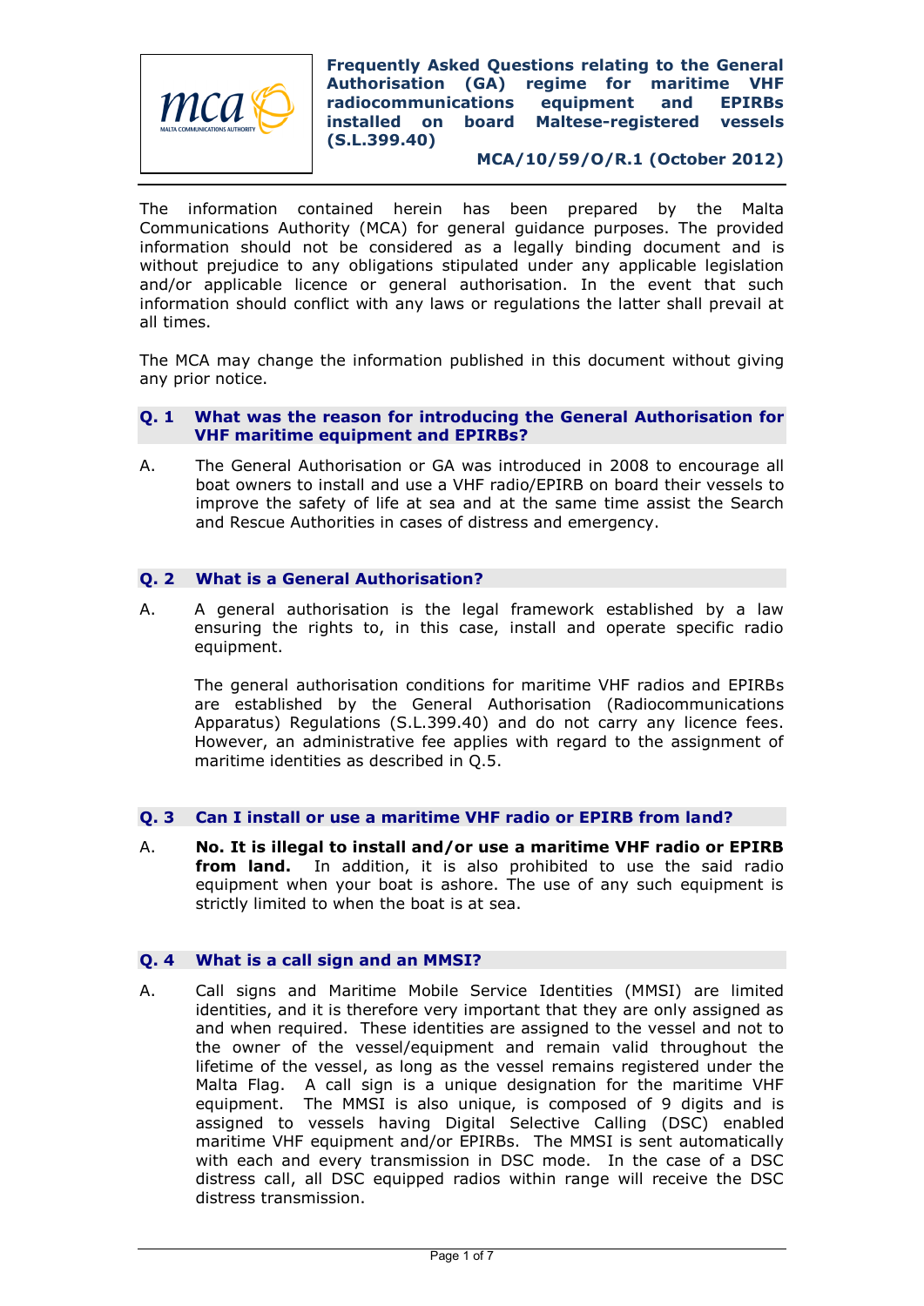# Frequently Asked Questions relating to the General Authorisation (GA) regime for maritime VHF radiocommunications equipment and EPIRBs installed on board Maltese-registered vessels (S.L.399.40)

**MCA/10/59/O/R.1 (October 2012)**

The information contained herein has been prepared by the Malta Communications Authority (MCA) for general guidance purposes. The provided information should not be considered as a legally binding document and is without prejudice to any obligations stipulated under any applicable legislation and/or applicable licence or general authorisation. In the event that such information should conflict with any laws or regulations the latter shall prevail at all times.

The MCA may change the information published in this document without giving any prior notice.

## Q. 1 What was the reason for introducing the General Authorisation for VHF maritime equipment and EPIRBs?

A. The General Authorisation or GA was introduced in 2008 to encourage all boat owners to install and use a VHF radio/EPIRB on board their vessels to improve the safety of life at sea and at the same time assist the Search and Rescue Authorities in cases of distress and emergency.

## Q. 2 What is a General Authorisation?

A. A general authorisation is the legal framework established by a law ensuring the rights to, in this case, install and operate specific radio equipment.

The general authorisation conditions for maritime VHF radios and EPIRBs are established by the General Authorisation (Radiocommunications Apparatus) Regulations (S.L.399.40) and do not carry any licence fees. However, an administrative fee applies with regard to the assignment of maritime identities as described in Q.5.

## Q. 3 Can I install or use a maritime VHF radio or EPIRB from land?

A. **No. It is illegal to install and/or use a maritime VHF radio or EPIRB from land.** In addition, it is also prohibited to use the said radio equipment when your boat is ashore. The use of any such equipment is strictly limited to when the boat is at sea.

## Q. 4 What is a call sign and an MMSI?

A. Call signs and Maritime Mobile Service Identities (MMSI) are limited identities, and it is therefore very important that they are only assigned as and when required. These identities are assigned to the vessel and not to the owner of the vessel/equipment and remain valid throughout the lifetime of the vessel, as long as the vessel remains registered under the Malta Flag. A call sign is a unique designation for the maritime VHF equipment. The MMSI is also unique, is composed of 9 digits and is assigned to vessels having Digital Selective Calling (DSC) enabled maritime VHF equipment and/or EPIRBs. The MMSI is sent automatically with each and every transmission in DSC mode. In the case of a DSC distress call, all DSC equipped radios within range will receive the DSC distress transmission.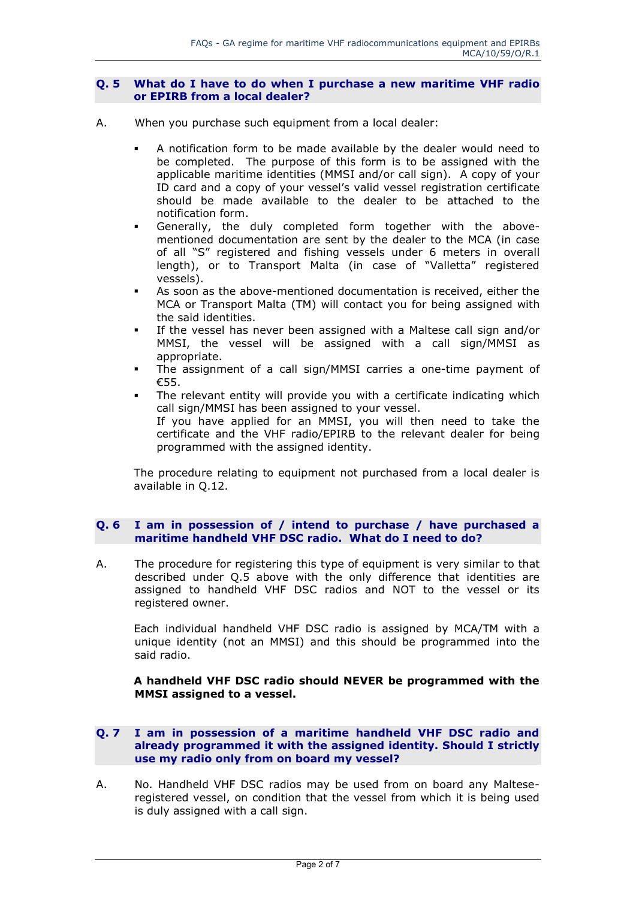### Q. 5 What do I have to do when I purchase a new maritime VHF radio or EPIRB from a local dealer?

A. When you purchase such equipment from a local dealer:

- A notification form to be made available by the dealer would need to be completed. The purpose of this form is to be assigned with the applicable maritime identities (MMSI and/or call sign). A copy of your ID card and a copy of your vessel's valid vessel registration certificate should be made available to the dealer to be attached to the notification form.
- Generally, the duly completed form together with the above-mentioned documentation are sent by the dealer to the MCA (in case of all "S" registered and fishing vessels under 6 meters in overall length), or to Transport Malta (in case of "Valletta" registered vessels).
- As soon as the above-mentioned documentation is received, either the MCA or Transport Malta (TM) will contact you for being assigned with the said identities.
- If the vessel has never been assigned with a Maltese call sign and/or MMSI, the vessel will be assigned with a call sign/MMSI as appropriate.
- The assignment of a call sign/MMSI carries a one-time payment of €55.
- The relevant entity will provide you with a certificate indicating which call sign/MMSI has been assigned to your vessel.
  If you have applied for an MMSI, you will then need to take the certificate and the VHF radio/EPIRB to the relevant dealer for being programmed with the assigned identity.

The procedure relating to equipment not purchased from a local dealer is available in Q.12.

### Q. 6 I am in possession of / intend to purchase / have purchased a maritime handheld VHF DSC radio. What do I need to do?

A. The procedure for registering this type of equipment is very similar to that described under Q.5 above with the only difference that identities are assigned to handheld VHF DSC radios and NOT to the vessel or its registered owner.

Each individual handheld VHF DSC radio is assigned by MCA/TM with a unique identity (not an MMSI) and this should be programmed into the said radio.

**A handheld VHF DSC radio should NEVER be programmed with the MMSI assigned to a vessel.**

### Q. 7 I am in possession of a maritime handheld VHF DSC radio and already programmed it with the assigned identity. Should I strictly use my radio only from on board my vessel?

A. No. Handheld VHF DSC radios may be used from on board any Maltese-registered vessel, on condition that the vessel from which it is being used is duly assigned with a call sign.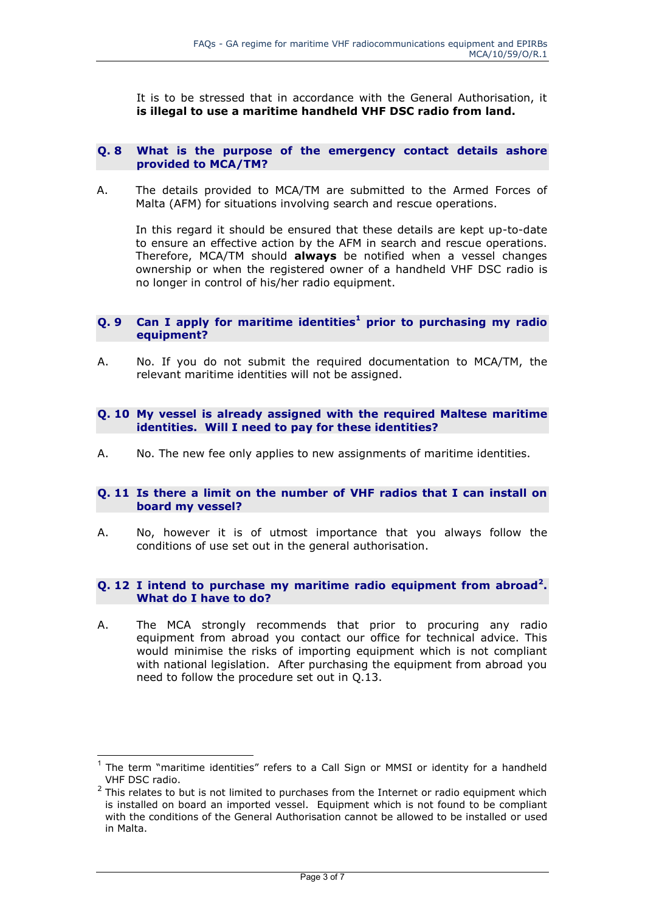It is to be stressed that in accordance with the General Authorisation, it **is illegal to use a maritime handheld VHF DSC radio from land.**

### Q. 8 What is the purpose of the emergency contact details ashore provided to MCA/TM?

A. The details provided to MCA/TM are submitted to the Armed Forces of Malta (AFM) for situations involving search and rescue operations.

In this regard it should be ensured that these details are kept up-to-date to ensure an effective action by the AFM in search and rescue operations. Therefore, MCA/TM should **always** be notified when a vessel changes ownership or when the registered owner of a handheld VHF DSC radio is no longer in control of his/her radio equipment.

### Q. 9 Can I apply for maritime identities[1] prior to purchasing my radio equipment?

A. No. If you do not submit the required documentation to MCA/TM, the relevant maritime identities will not be assigned.

### Q. 10 My vessel is already assigned with the required Maltese maritime identities. Will I need to pay for these identities?

A. No. The new fee only applies to new assignments of maritime identities.

### Q. 11 Is there a limit on the number of VHF radios that I can install on board my vessel?

A. No, however it is of utmost importance that you always follow the conditions of use set out in the general authorisation.

### Q. 12 I intend to purchase my maritime radio equipment from abroad[2]. What do I have to do?

A. The MCA strongly recommends that prior to procuring any radio equipment from abroad you contact our office for technical advice. This would minimise the risks of importing equipment which is not compliant with national legislation. After purchasing the equipment from abroad you need to follow the procedure set out in Q.13.

---

[1] The term "maritime identities" refers to a Call Sign or MMSI or identity for a handheld VHF DSC radio.

[2] This relates to but is not limited to purchases from the Internet or radio equipment which is installed on board an imported vessel. Equipment which is not found to be compliant with the conditions of the General Authorisation cannot be allowed to be installed or used in Malta.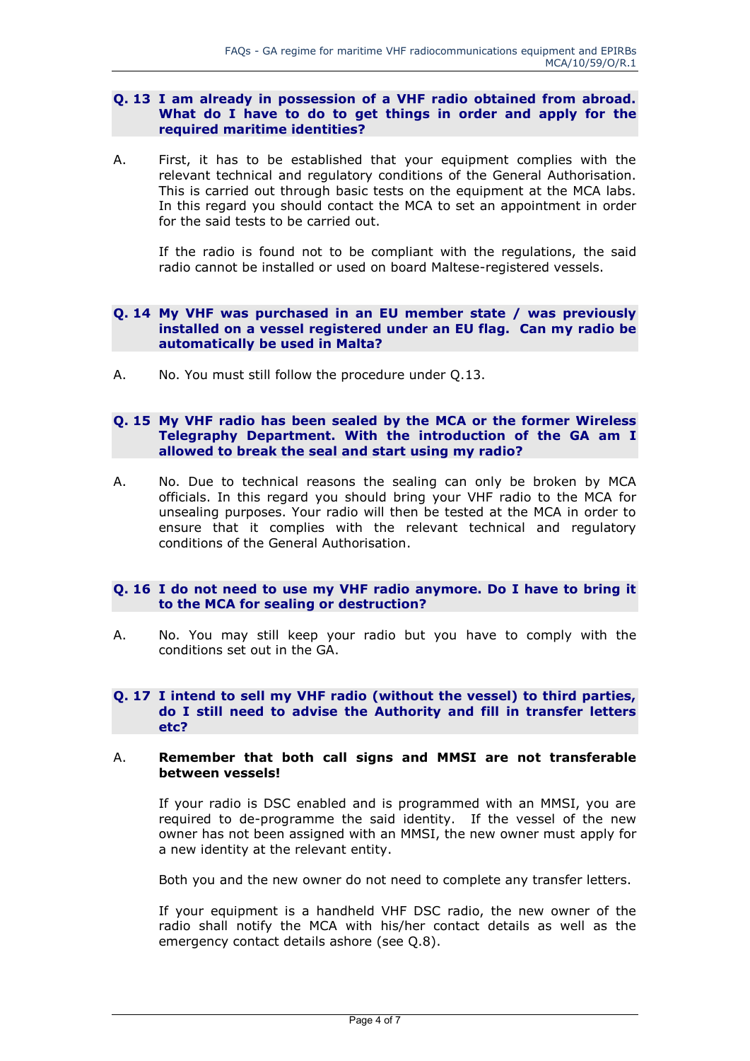**Q. 13 I am already in possession of a VHF radio obtained from abroad. What do I have to do to get things in order and apply for the required maritime identities?**

A. First, it has to be established that your equipment complies with the relevant technical and regulatory conditions of the General Authorisation. This is carried out through basic tests on the equipment at the MCA labs. In this regard you should contact the MCA to set an appointment in order for the said tests to be carried out.

If the radio is found not to be compliant with the regulations, the said radio cannot be installed or used on board Maltese-registered vessels.

**Q. 14 My VHF was purchased in an EU member state / was previously installed on a vessel registered under an EU flag. Can my radio be automatically be used in Malta?**

A. No. You must still follow the procedure under Q.13.

**Q. 15 My VHF radio has been sealed by the MCA or the former Wireless Telegraphy Department. With the introduction of the GA am I allowed to break the seal and start using my radio?**

A. No. Due to technical reasons the sealing can only be broken by MCA officials. In this regard you should bring your VHF radio to the MCA for unsealing purposes. Your radio will then be tested at the MCA in order to ensure that it complies with the relevant technical and regulatory conditions of the General Authorisation.

**Q. 16 I do not need to use my VHF radio anymore. Do I have to bring it to the MCA for sealing or destruction?**

A. No. You may still keep your radio but you have to comply with the conditions set out in the GA.

**Q. 17 I intend to sell my VHF radio (without the vessel) to third parties, do I still need to advise the Authority and fill in transfer letters etc?**

A. **Remember that both call signs and MMSI are not transferable between vessels!**

If your radio is DSC enabled and is programmed with an MMSI, you are required to de-programme the said identity. If the vessel of the new owner has not been assigned with an MMSI, the new owner must apply for a new identity at the relevant entity.

Both you and the new owner do not need to complete any transfer letters.

If your equipment is a handheld VHF DSC radio, the new owner of the radio shall notify the MCA with his/her contact details as well as the emergency contact details ashore (see Q.8).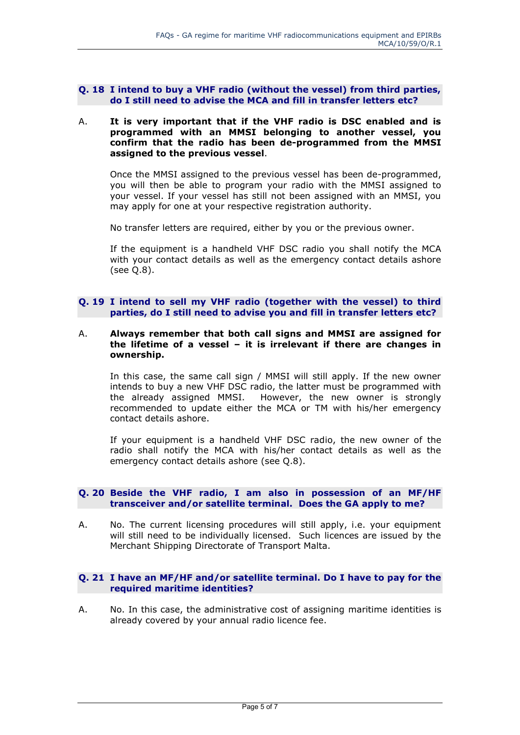### Q. 18 I intend to buy a VHF radio (without the vessel) from third parties, do I still need to advise the MCA and fill in transfer letters etc?

A. **It is very important that if the VHF radio is DSC enabled and is programmed with an MMSI belonging to another vessel, you confirm that the radio has been de-programmed from the MMSI assigned to the previous vessel**.

Once the MMSI assigned to the previous vessel has been de-programmed, you will then be able to program your radio with the MMSI assigned to your vessel. If your vessel has still not been assigned with an MMSI, you may apply for one at your respective registration authority.

No transfer letters are required, either by you or the previous owner.

If the equipment is a handheld VHF DSC radio you shall notify the MCA with your contact details as well as the emergency contact details ashore (see Q.8).

### Q. 19 I intend to sell my VHF radio (together with the vessel) to third parties, do I still need to advise you and fill in transfer letters etc?

A. **Always remember that both call signs and MMSI are assigned for the lifetime of a vessel – it is irrelevant if there are changes in ownership.**

In this case, the same call sign / MMSI will still apply. If the new owner intends to buy a new VHF DSC radio, the latter must be programmed with the already assigned MMSI. However, the new owner is strongly recommended to update either the MCA or TM with his/her emergency contact details ashore.

If your equipment is a handheld VHF DSC radio, the new owner of the radio shall notify the MCA with his/her contact details as well as the emergency contact details ashore (see Q.8).

### Q. 20 Beside the VHF radio, I am also in possession of an MF/HF transceiver and/or satellite terminal. Does the GA apply to me?

A. No. The current licensing procedures will still apply, i.e. your equipment will still need to be individually licensed. Such licences are issued by the Merchant Shipping Directorate of Transport Malta.

### Q. 21 I have an MF/HF and/or satellite terminal. Do I have to pay for the required maritime identities?

A. No. In this case, the administrative cost of assigning maritime identities is already covered by your annual radio licence fee.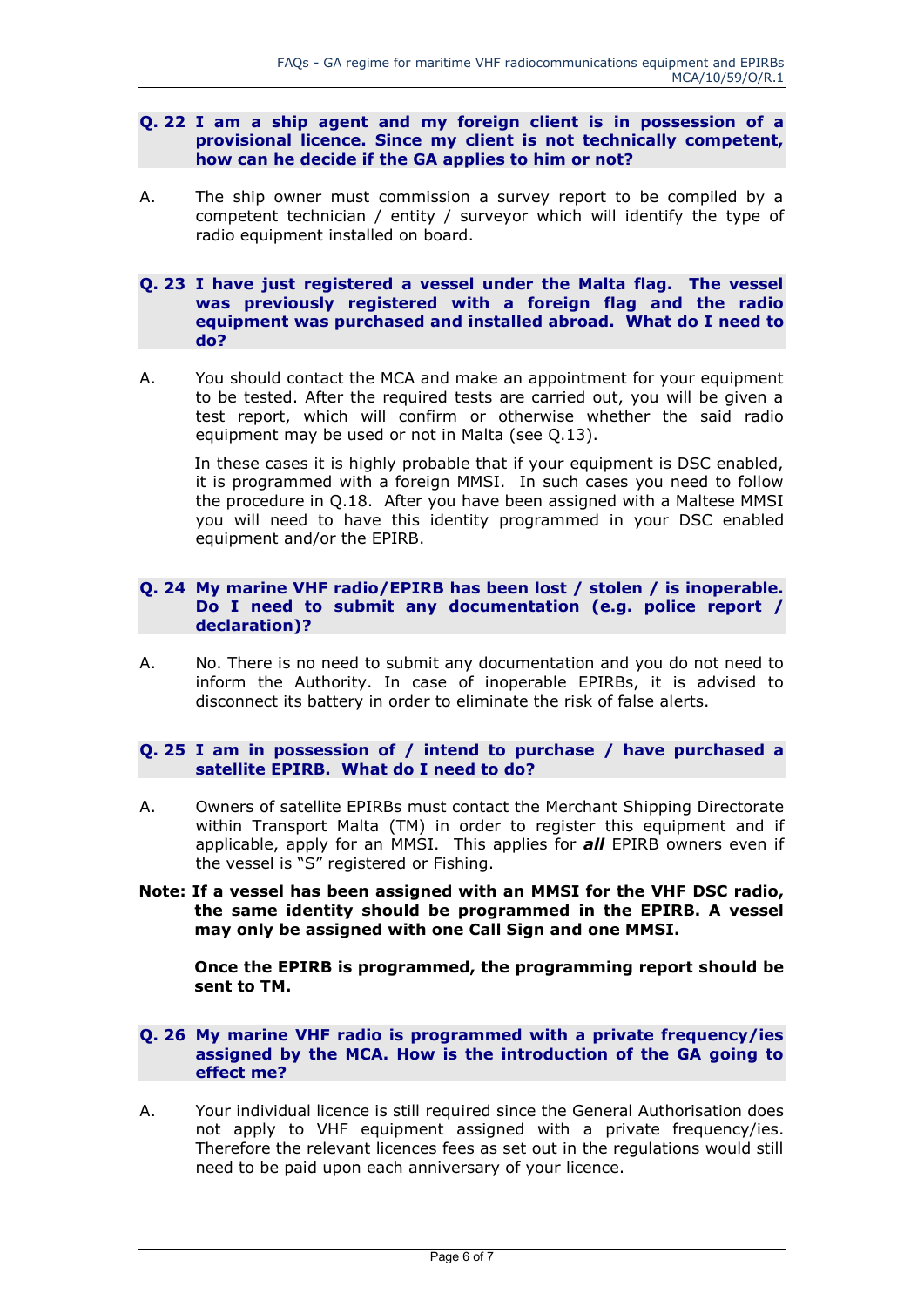**Q. 22 I am a ship agent and my foreign client is in possession of a provisional licence. Since my client is not technically competent, how can he decide if the GA applies to him or not?**

A. The ship owner must commission a survey report to be compiled by a competent technician / entity / surveyor which will identify the type of radio equipment installed on board.

**Q. 23 I have just registered a vessel under the Malta flag. The vessel was previously registered with a foreign flag and the radio equipment was purchased and installed abroad. What do I need to do?**

A. You should contact the MCA and make an appointment for your equipment to be tested. After the required tests are carried out, you will be given a test report, which will confirm or otherwise whether the said radio equipment may be used or not in Malta (see Q.13).

In these cases it is highly probable that if your equipment is DSC enabled, it is programmed with a foreign MMSI. In such cases you need to follow the procedure in Q.18. After you have been assigned with a Maltese MMSI you will need to have this identity programmed in your DSC enabled equipment and/or the EPIRB.

**Q. 24 My marine VHF radio/EPIRB has been lost / stolen / is inoperable. Do I need to submit any documentation (e.g. police report / declaration)?**

A. No. There is no need to submit any documentation and you do not need to inform the Authority. In case of inoperable EPIRBs, it is advised to disconnect its battery in order to eliminate the risk of false alerts.

**Q. 25 I am in possession of / intend to purchase / have purchased a satellite EPIRB. What do I need to do?**

A. Owners of satellite EPIRBs must contact the Merchant Shipping Directorate within Transport Malta (TM) in order to register this equipment and if applicable, apply for an MMSI. This applies for ***all*** EPIRB owners even if the vessel is "S" registered or Fishing.

**Note: If a vessel has been assigned with an MMSI for the VHF DSC radio, the same identity should be programmed in the EPIRB. A vessel may only be assigned with one Call Sign and one MMSI.**

**Once the EPIRB is programmed, the programming report should be sent to TM.**

**Q. 26 My marine VHF radio is programmed with a private frequency/ies assigned by the MCA. How is the introduction of the GA going to effect me?**

A. Your individual licence is still required since the General Authorisation does not apply to VHF equipment assigned with a private frequency/ies. Therefore the relevant licences fees as set out in the regulations would still need to be paid upon each anniversary of your licence.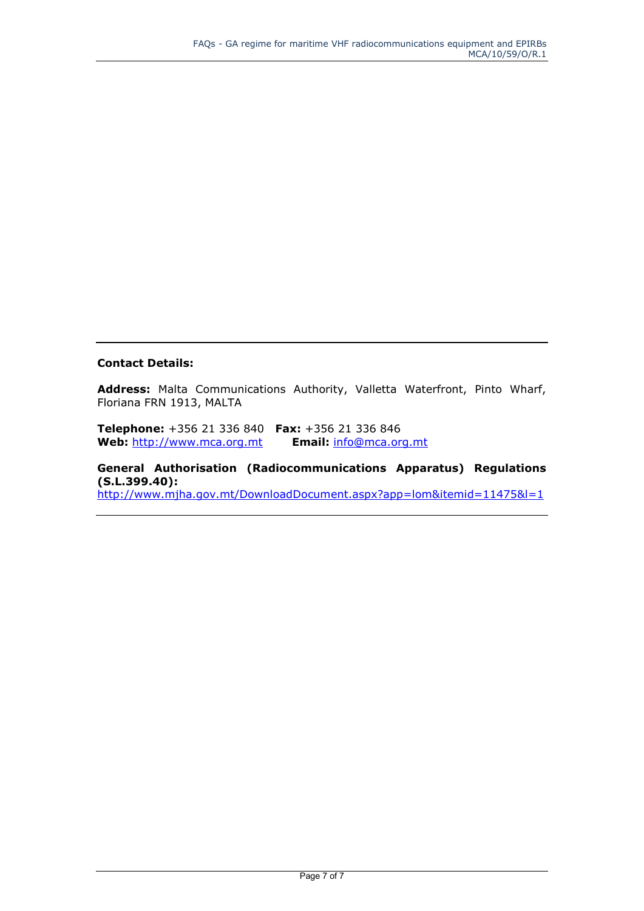**Contact Details:**

**Address:** Malta Communications Authority, Valletta Waterfront, Pinto Wharf, Floriana FRN 1913, MALTA

**Telephone:** +356 21 336 840 **Fax:** +356 21 336 846
**Web:** http://www.mca.org.mt **Email:** info@mca.org.mt

**General Authorisation (Radiocommunications Apparatus) Regulations (S.L.399.40):**
http://www.mjha.gov.mt/DownloadDocument.aspx?app=lom&itemid=11475&l=1